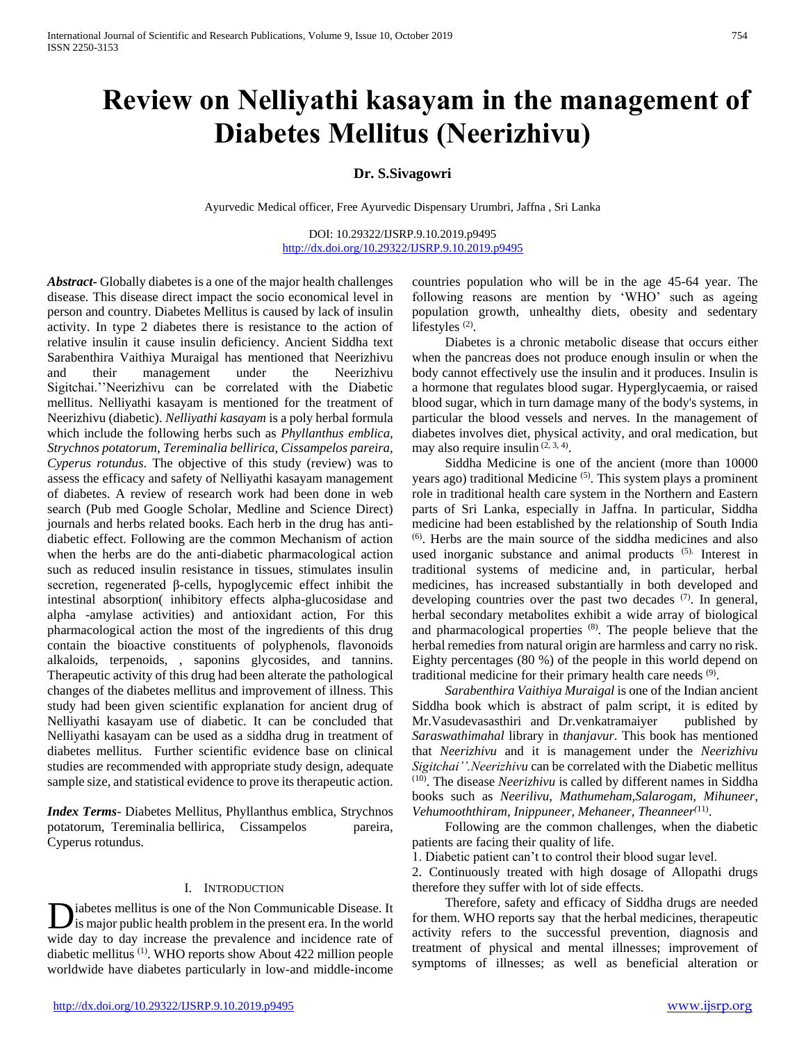# Review on Nelliyathi kasayam in the management of Diabetes Mellitus (Neerizhivu)

**Dr. S.Sivagowri**

Ayurvedic Medical officer, Free Ayurvedic Dispensary Urumbri, Jaffna , Sri Lanka

DOI: 10.29322/IJSRP.9.10.2019.p9495
http://dx.doi.org/10.29322/IJSRP.9.10.2019.p9495

***Abstract***- Globally diabetes is a one of the major health challenges disease. This disease direct impact the socio economical level in person and country. Diabetes Mellitus is caused by lack of insulin activity. In type 2 diabetes there is resistance to the action of relative insulin it cause insulin deficiency. Ancient Siddha text Sarabenthira Vaithiya Muraigal has mentioned that Neerizhivu and their management under the Neerizhivu Sigitchai.''Neerizhivu can be correlated with the Diabetic mellitus. Nelliyathi kasayam is mentioned for the treatment of Neerizhivu (diabetic). *Nelliyathi kasayam* is a poly herbal formula which include the following herbs such as *Phyllanthus emblica, Strychnos potatorum, Tereminalia bellirica, Cissampelos pareira, Cyperus rotundus*. The objective of this study (review) was to assess the efficacy and safety of Nelliyathi kasayam management of diabetes. A review of research work had been done in web search (Pub med Google Scholar, Medline and Science Direct) journals and herbs related books. Each herb in the drug has anti-diabetic effect. Following are the common Mechanism of action when the herbs are do the anti-diabetic pharmacological action such as reduced insulin resistance in tissues, stimulates insulin secretion, regenerated β-cells, hypoglycemic effect inhibit the intestinal absorption( inhibitory effects alpha-glucosidase and alpha -amylase activities) and antioxidant action, For this pharmacological action the most of the ingredients of this drug contain the bioactive constituents of polyphenols, flavonoids alkaloids, terpenoids, , saponins glycosides, and tannins. Therapeutic activity of this drug had been alterate the pathological changes of the diabetes mellitus and improvement of illness. This study had been given scientific explanation for ancient drug of Nelliyathi kasayam use of diabetic. It can be concluded that Nelliyathi kasayam can be used as a siddha drug in treatment of diabetes mellitus. Further scientific evidence base on clinical studies are recommended with appropriate study design, adequate sample size, and statistical evidence to prove its therapeutic action.

***Index Terms***- Diabetes Mellitus, Phyllanthus emblica, Strychnos potatorum, Tereminalia bellirica, Cissampelos pareira, Cyperus rotundus.

## I. Introduction

Diabetes mellitus is one of the Non Communicable Disease. It is major public health problem in the present era. In the world wide day to day increase the prevalence and incidence rate of diabetic mellitus [1]. WHO reports show About 422 million people worldwide have diabetes particularly in low-and middle-income countries population who will be in the age 45-64 year. The following reasons are mention by 'WHO' such as ageing population growth, unhealthy diets, obesity and sedentary lifestyles [2].

Diabetes is a chronic metabolic disease that occurs either when the pancreas does not produce enough insulin or when the body cannot effectively use the insulin and it produces. Insulin is a hormone that regulates blood sugar. Hyperglycaemia, or raised blood sugar, which in turn damage many of the body's systems, in particular the blood vessels and nerves. In the management of diabetes involves diet, physical activity, and oral medication, but may also require insulin [2, 3, 4].

Siddha Medicine is one of the ancient (more than 10000 years ago) traditional Medicine [5]. This system plays a prominent role in traditional health care system in the Northern and Eastern parts of Sri Lanka, especially in Jaffna. In particular, Siddha medicine had been established by the relationship of South India [6]. Herbs are the main source of the siddha medicines and also used inorganic substance and animal products [5]. Interest in traditional systems of medicine and, in particular, herbal medicines, has increased substantially in both developed and developing countries over the past two decades [7]. In general, herbal secondary metabolites exhibit a wide array of biological and pharmacological properties [8]. The people believe that the herbal remedies from natural origin are harmless and carry no risk. Eighty percentages (80 %) of the people in this world depend on traditional medicine for their primary health care needs [9].

*Sarabenthira Vaithiya Muraigal* is one of the Indian ancient Siddha book which is abstract of palm script, it is edited by Mr.Vasudevasasthiri and Dr.venkatramaiyer published by *Saraswathimahal* library in *thanjavur*. This book has mentioned that *Neerizhivu* and it is management under the *Neerizhivu Sigitchai''.Neerizhivu* can be correlated with the Diabetic mellitus [10]. The disease *Neerizhivu* is called by different names in Siddha books such as *Neerilivu, Mathumeham,Salarogam, Mihuneer, Vehumooththiram, Inippuneer, Mehaneer, Theanneer*[11].

Following are the common challenges, when the diabetic patients are facing their quality of life.

1. Diabetic patient can't to control their blood sugar level.
2. Continuously treated with high dosage of Allopathi drugs therefore they suffer with lot of side effects.

Therefore, safety and efficacy of Siddha drugs are needed for them. WHO reports say that the herbal medicines, therapeutic activity refers to the successful prevention, diagnosis and treatment of physical and mental illnesses; improvement of symptoms of illnesses; as well as beneficial alteration or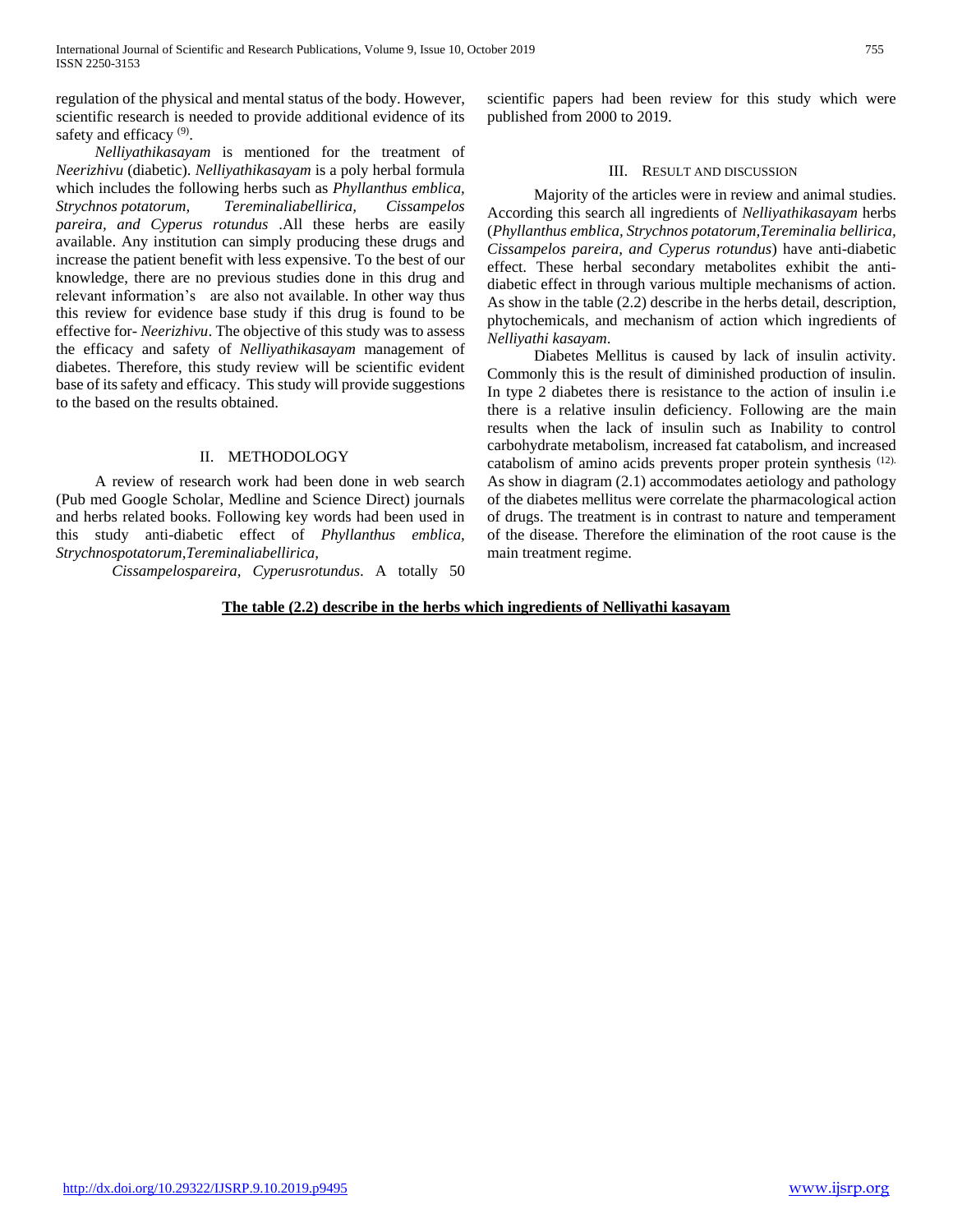regulation of the physical and mental status of the body. However, scientific research is needed to provide additional evidence of its safety and efficacy [9].

*Nelliyathikasayam* is mentioned for the treatment of *Neerizhivu* (diabetic). *Nelliyathikasayam* is a poly herbal formula which includes the following herbs such as *Phyllanthus emblica, Strychnos potatorum, Tereminaliabellirica, Cissampelos pareira, and Cyperus rotundus* .All these herbs are easily available. Any institution can simply producing these drugs and increase the patient benefit with less expensive. To the best of our knowledge, there are no previous studies done in this drug and relevant information's are also not available. In other way thus this review for evidence base study if this drug is found to be effective for- *Neerizhivu*. The objective of this study was to assess the efficacy and safety of *Nelliyathikasayam* management of diabetes. Therefore, this study review will be scientific evident base of its safety and efficacy. This study will provide suggestions to the based on the results obtained.

## II. METHODOLOGY

A review of research work had been done in web search (Pub med Google Scholar, Medline and Science Direct) journals and herbs related books. Following key words had been used in this study anti-diabetic effect of *Phyllanthus emblica, Strychnospotatorum,Tereminaliabellirica, Cissampelospareira, Cyperusrotundus.* A totally 50 scientific papers had been review for this study which were published from 2000 to 2019.

## III. RESULT AND DISCUSSION

Majority of the articles were in review and animal studies. According this search all ingredients of *Nelliyathikasayam* herbs (*Phyllanthus emblica, Strychnos potatorum,Tereminalia bellirica, Cissampelos pareira, and Cyperus rotundus*) have anti-diabetic effect. These herbal secondary metabolites exhibit the anti-diabetic effect in through various multiple mechanisms of action. As show in the table (2.2) describe in the herbs detail, description, phytochemicals, and mechanism of action which ingredients of *Nelliyathi kasayam*.

Diabetes Mellitus is caused by lack of insulin activity. Commonly this is the result of diminished production of insulin. In type 2 diabetes there is resistance to the action of insulin i.e there is a relative insulin deficiency. Following are the main results when the lack of insulin such as Inability to control carbohydrate metabolism, increased fat catabolism, and increased catabolism of amino acids prevents proper protein synthesis [12]. As show in diagram (2.1) accommodates aetiology and pathology of the diabetes mellitus were correlate the pharmacological action of drugs. The treatment is in contrast to nature and temperament of the disease. Therefore the elimination of the root cause is the main treatment regime.

**The table (2.2) describe in the herbs which ingredients of Nelliyathi kasayam**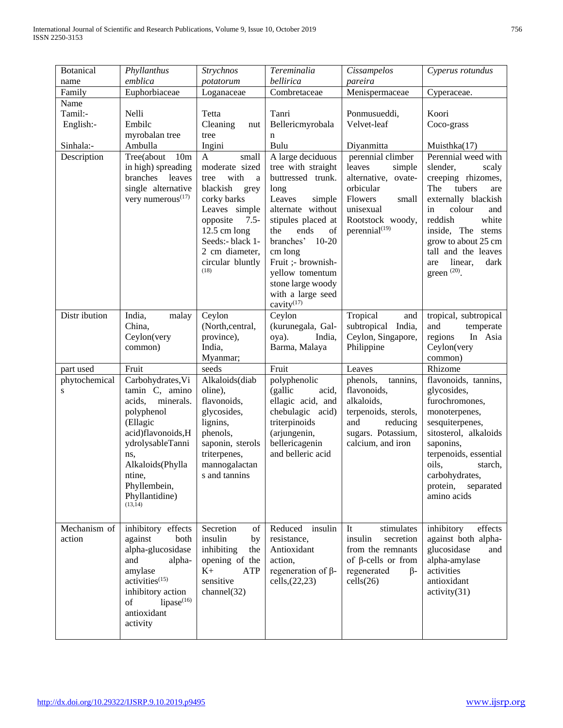| Botanical name | *Phyllanthus emblica* | *Strychnos potatorum* | *Tereminalia bellirica* | *Cissampelos pareira* | *Cyperus rotundus* |
|---|---|---|---|---|---|
| Family | Euphorbiaceae | Loganaceae | Combretaceae | Menispermaceae | Cyperaceae. |
| Name<br>Tamil:-<br>English:-<br><br>Sinhala:- | <br>Nelli<br>Embilc myrobalan tree<br>Ambulla | <br>Tetta<br>Cleaning nut tree<br>Ingini | <br>Tanri<br>Bellericmyrobalan<br><br>Bulu | <br>Ponmusueddi,<br>Velvet-leaf<br><br>Diyanmitta | <br>Koori<br>Coco-grass<br><br>Muisthka(17) |
| Description | Tree(about 10m in high) spreading branches leaves single alternative very numerous[17] | A small moderate sized tree with a blackish grey corky barks Leaves simple opposite 7.5-12.5 cm long Seeds:- black 1-2 cm diameter, circular bluntly [18] | A large deciduous tree with straight buttressed trunk. long Leaves simple alternate without stipules placed at the ends of branches' 10-20 cm long Fruit ;- brownish-yellow tomentum stone large woody with a large seed cavity[17] | perennial climber leaves simple alternative, ovate-orbicular Flowers small unisexual Rootstock woody, perennial[19] | Perennial weed with slender, scaly creeping rhizomes, The tubers are externally blackish in colour and reddish white inside, The stems grow to about 25 cm tall and the leaves are linear, dark green [20]. |
| Distr ibution | India, malay China, Ceylon(very common) | Ceylon (North,central, province), India, Myanmar; | Ceylon (kurunegala, Gal-oya). India, Barma, Malaya | Tropical and subtropical India, Ceylon, Singapore, Philippine | tropical, subtropical and temperate regions In Asia Ceylon(very common) |
| part used | Fruit | seeds | Fruit | Leaves | Rhizome |
| phytochemicals | Carbohydrates,Vitamin C, amino acids, minerals. polyphenol (Ellagic acid)flavonoids,HydrolysableTannins, Alkaloids(Phyllantine, Phyllembein, Phyllantidine) [13,14] | Alkaloids(diaboline), flavonoids, glycosides, lignins, phenols, saponin, sterols triterpenes, mannogalactans and tannins | polyphenolic (gallic acid, ellagic acid, and chebulagic acid) triterpinoids (arjungenin, bellericagenin and belleric acid | phenols, tannins, flavonoids, alkaloids, terpenoids, sterols, and reducing sugars. Potassium, calcium, and iron | flavonoids, tannins, glycosides, furochromones, monoterpenes, sesquiterpenes, sitosterol, alkaloids saponins, terpenoids, essential oils, starch, carbohydrates, protein, separated amino acids |
| Mechanism of action | inhibitory effects against both alpha-glucosidase and alpha-amylase activities[15] inhibitory action of lipase[16] antioxidant activity | Secretion of insulin by inhibiting the opening of the K+ ATP sensitive channel(32) | Reduced insulin resistance, Antioxidant action, regeneration of β-cells,(22,23) | It stimulates insulin secretion from the remnants of β-cells or from regenerated β-cells(26) | inhibitory effects against both alpha-glucosidase and alpha-amylase activities antioxidant activity(31) |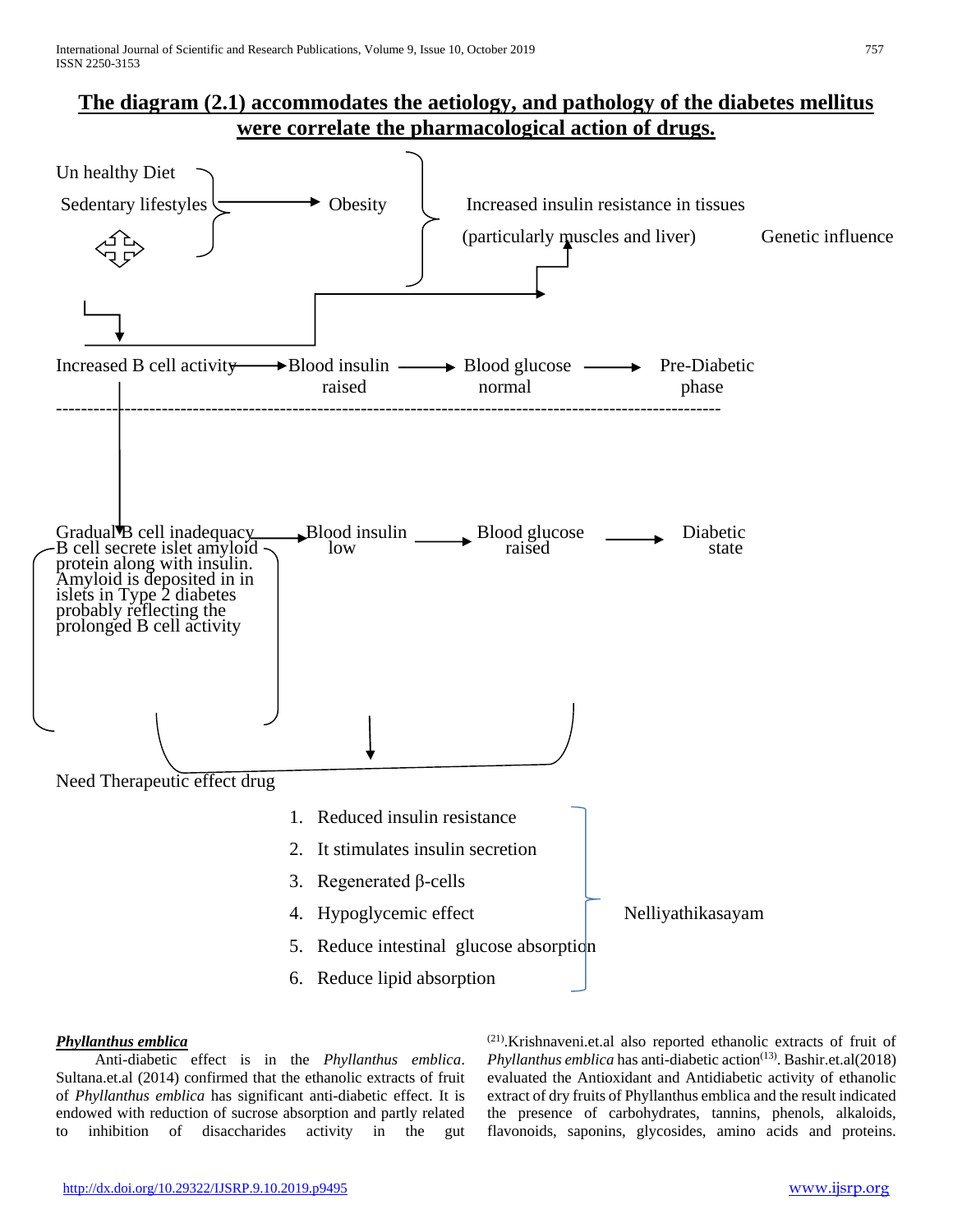## The diagram (2.1) accommodates the aetiology, and pathology of the diabetes mellitus were correlate the pharmacological action of drugs.

Un healthy Diet

Sedentary lifestyles → Obesity

Increased insulin resistance in tissues (particularly muscles and liver)

Genetic influence

Increased B cell activity → Blood insulin raised → Blood glucose normal → Pre-Diabetic phase

Gradual B cell inadequacy → Blood insulin low → Blood glucose raised → Diabetic state

B cell secrete islet amyloid protein along with insulin. Amyloid is deposited in in islets in Type 2 diabetes probably reflecting the prolonged B cell activity

Need Therapeutic effect drug

1. Reduced insulin resistance
2. It stimulates insulin secretion
3. Regenerated β-cells
4. Hypoglycemic effect
5. Reduce intestinal glucose absorption
6. Reduce lipid absorption

Nelliyathikasayam

***Phyllanthus emblica***

Anti-diabetic effect is in the *Phyllanthus emblica*. Sultana.et.al (2014) confirmed that the ethanolic extracts of fruit of *Phyllanthus emblica* has significant anti-diabetic effect. It is endowed with reduction of sucrose absorption and partly related to inhibition of disaccharides activity in the gut [21]. Krishnaveni.et.al also reported ethanolic extracts of fruit of *Phyllanthus emblica* has anti-diabetic action[13]. Bashir.et.al(2018) evaluated the Antioxidant and Antidiabetic activity of ethanolic extract of dry fruits of Phyllanthus emblica and the result indicated the presence of carbohydrates, tannins, phenols, alkaloids, flavonoids, saponins, glycosides, amino acids and proteins.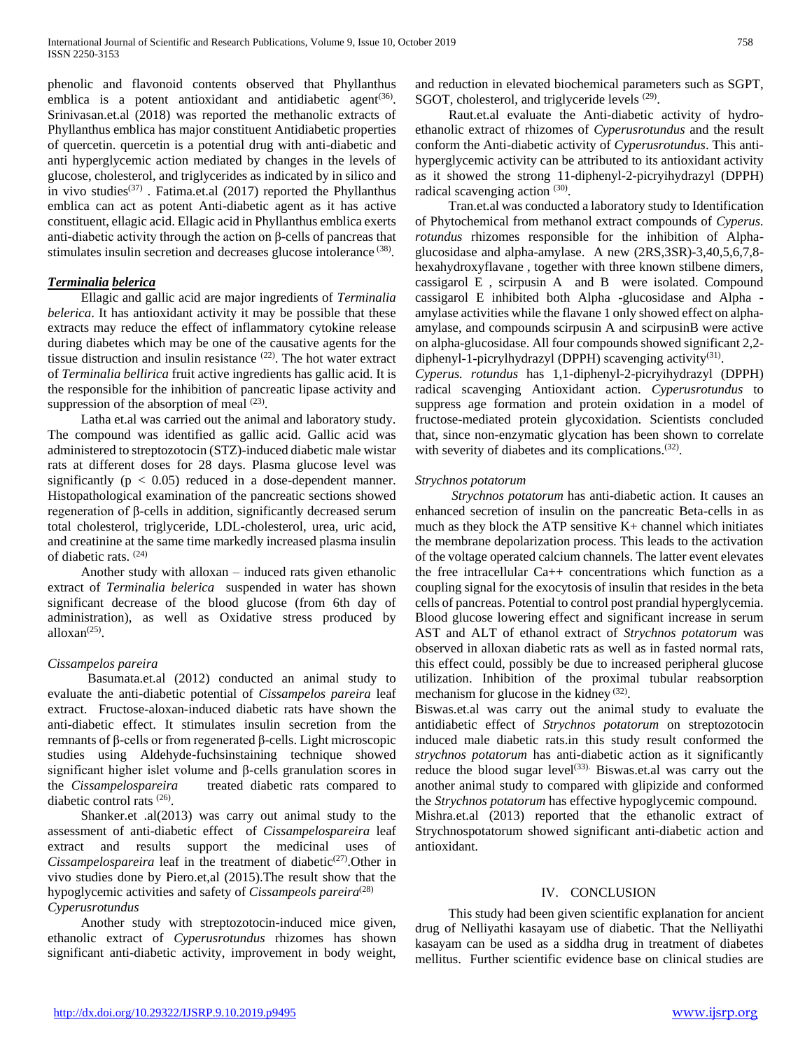phenolic and flavonoid contents observed that Phyllanthus emblica is a potent antioxidant and antidiabetic agent[36]. Srinivasan.et.al (2018) was reported the methanolic extracts of Phyllanthus emblica has major constituent Antidiabetic properties of quercetin. quercetin is a potential drug with anti-diabetic and anti hyperglycemic action mediated by changes in the levels of glucose, cholesterol, and triglycerides as indicated by in silico and in vivo studies[37] . Fatima.et.al (2017) reported the Phyllanthus emblica can act as potent Anti-diabetic agent as it has active constituent, ellagic acid. Ellagic acid in Phyllanthus emblica exerts anti-diabetic activity through the action on β-cells of pancreas that stimulates insulin secretion and decreases glucose intolerance [38].

***Terminalia belerica***

Ellagic and gallic acid are major ingredients of *Terminalia belerica*. It has antioxidant activity it may be possible that these extracts may reduce the effect of inflammatory cytokine release during diabetes which may be one of the causative agents for the tissue distruction and insulin resistance [22]. The hot water extract of *Terminalia bellirica* fruit active ingredients has gallic acid. It is the responsible for the inhibition of pancreatic lipase activity and suppression of the absorption of meal [23].

Latha et.al was carried out the animal and laboratory study. The compound was identified as gallic acid. Gallic acid was administered to streptozotocin (STZ)-induced diabetic male wistar rats at different doses for 28 days. Plasma glucose level was significantly ($p < 0.05$) reduced in a dose-dependent manner. Histopathological examination of the pancreatic sections showed regeneration of β-cells in addition, significantly decreased serum total cholesterol, triglyceride, LDL-cholesterol, urea, uric acid, and creatinine at the same time markedly increased plasma insulin of diabetic rats. [24]

Another study with alloxan – induced rats given ethanolic extract of *Terminalia belerica* suspended in water has shown significant decrease of the blood glucose (from 6th day of administration), as well as Oxidative stress produced by alloxan[25].

*Cissampelos pareira*

Basumata.et.al (2012) conducted an animal study to evaluate the anti-diabetic potential of *Cissampelos pareira* leaf extract. Fructose-aloxan-induced diabetic rats have shown the anti-diabetic effect. It stimulates insulin secretion from the remnants of β-cells or from regenerated β-cells. Light microscopic studies using Aldehyde-fuchsinstaining technique showed significant higher islet volume and β-cells granulation scores in the *Cissampelospareira* treated diabetic rats compared to diabetic control rats [26].

Shanker.et .al(2013) was carry out animal study to the assessment of anti-diabetic effect of *Cissampelospareira* leaf extract and results support the medicinal uses of *Cissampelospareira* leaf in the treatment of diabetic[27].Other in vivo studies done by Piero.et,al (2015).The result show that the hypoglycemic activities and safety of *Cissampeols pareira*[28]

*Cyperusrotundus*

Another study with streptozotocin-induced mice given, ethanolic extract of *Cyperusrotundus* rhizomes has shown significant anti-diabetic activity, improvement in body weight, and reduction in elevated biochemical parameters such as SGPT, SGOT, cholesterol, and triglyceride levels [29].

Raut.et.al evaluate the Anti-diabetic activity of hydro-ethanolic extract of rhizomes of *Cyperusrotundus* and the result conform the Anti-diabetic activity of *Cyperusrotundus*. This anti-hyperglycemic activity can be attributed to its antioxidant activity as it showed the strong 11-diphenyl-2-picryihydrazyl (DPPH) radical scavenging action [30].

Tran.et.al was conducted a laboratory study to Identification of Phytochemical from methanol extract compounds of *Cyperus. rotundus* rhizomes responsible for the inhibition of Alpha-glucosidase and alpha-amylase. A new (2RS,3SR)-3,40,5,6,7,8-hexahydroxyflavane , together with three known stilbene dimers, cassigarol E , scirpusin A and B were isolated. Compound cassigarol E inhibited both Alpha -glucosidase and Alpha -amylase activities while the flavane 1 only showed effect on alpha-amylase, and compounds scirpusin A and scirpusinB were active on alpha-glucosidase. All four compounds showed significant 2,2-diphenyl-1-picrylhydrazyl (DPPH) scavenging activity[31].

*Cyperus. rotundus* has 1,1-diphenyl-2-picryihydrazyl (DPPH) radical scavenging Antioxidant action. *Cyperusrotundus* to suppress age formation and protein oxidation in a model of fructose-mediated protein glycoxidation. Scientists concluded that, since non-enzymatic glycation has been shown to correlate with severity of diabetes and its complications.[32].

*Strychnos potatorum*

*Strychnos potatorum* has anti-diabetic action. It causes an enhanced secretion of insulin on the pancreatic Beta-cells in as much as they block the ATP sensitive $K^+$ channel which initiates the membrane depolarization process. This leads to the activation of the voltage operated calcium channels. The latter event elevates the free intracellular $Ca^{++}$ concentrations which function as a coupling signal for the exocytosis of insulin that resides in the beta cells of pancreas. Potential to control post prandial hyperglycemia. Blood glucose lowering effect and significant increase in serum AST and ALT of ethanol extract of *Strychnos potatorum* was observed in alloxan diabetic rats as well as in fasted normal rats, this effect could, possibly be due to increased peripheral glucose utilization. Inhibition of the proximal tubular reabsorption mechanism for glucose in the kidney [32].

Biswas.et.al was carry out the animal study to evaluate the antidiabetic effect of *Strychnos potatorum* on streptozotocin induced male diabetic rats.in this study result conformed the *strychnos potatorum* has anti-diabetic action as it significantly reduce the blood sugar level[33]. Biswas.et.al was carry out the another animal study to compared with glipizide and conformed the *Strychnos potatorum* has effective hypoglycemic compound.

Mishra.et.al (2013) reported that the ethanolic extract of Strychnospotatorum showed significant anti-diabetic action and antioxidant.

## IV. CONCLUSION

This study had been given scientific explanation for ancient drug of Nelliyathi kasayam use of diabetic. That the Nelliyathi kasayam can be used as a siddha drug in treatment of diabetes mellitus. Further scientific evidence base on clinical studies are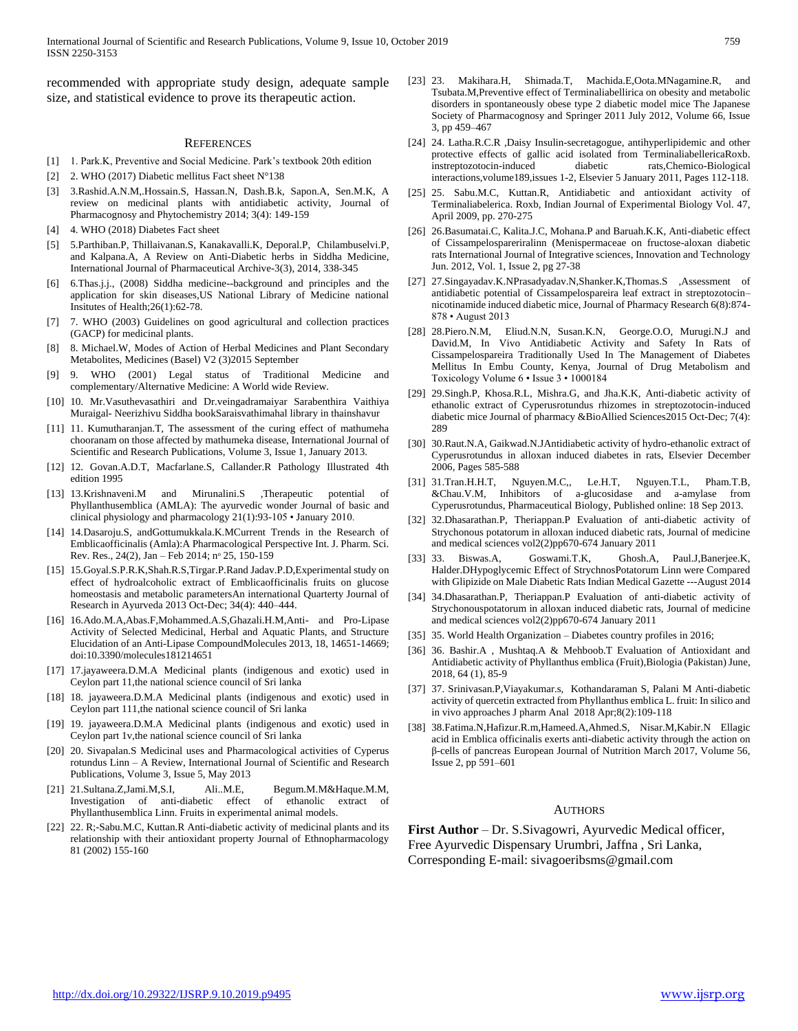recommended with appropriate study design, adequate sample size, and statistical evidence to prove its therapeutic action.

## References

[1] 1. Park.K, Preventive and Social Medicine. Park's textbook 20th edition

[2] 2. WHO (2017) Diabetic mellitus Fact sheet N°138

[3] 3.Rashid.A.N.M,.Hossain.S, Hassan.N, Dash.B.k, Sapon.A, Sen.M.K, A review on medicinal plants with antidiabetic activity, Journal of Pharmacognosy and Phytochemistry 2014; 3(4): 149-159

[4] 4. WHO (2018) Diabetes Fact sheet

[5] 5.Parthiban.P, Thillaivanan.S, Kanakavalli.K, Deporal.P, Chilambuselvi.P, and Kalpana.A, A Review on Anti-Diabetic herbs in Siddha Medicine, International Journal of Pharmaceutical Archive-3(3), 2014, 338-345

[6] 6.Thas.j.j., (2008) Siddha medicine--background and principles and the application for skin diseases,US National Library of Medicine national Insitutes of Health;26(1):62-78.

[7] 7. WHO (2003) Guidelines on good agricultural and collection practices (GACP) for medicinal plants.

[8] 8. Michael.W, Modes of Action of Herbal Medicines and Plant Secondary Metabolites, Medicines (Basel) V2 (3)2015 September

[9] 9. WHO (2001) Legal status of Traditional Medicine and complementary/Alternative Medicine: A World wide Review.

[10] 10. Mr.Vasuthevasathiri and Dr.veingadramaiyar Sarabenthira Vaithiya Muraigal- Neerizhivu Siddha bookSaraisvathimahal library in thainshavur

[11] 11. Kumutharanjan.T, The assessment of the curing effect of mathumeha chooranam on those affected by mathumeka disease, International Journal of Scientific and Research Publications, Volume 3, Issue 1, January 2013.

[12] 12. Govan.A.D.T, Macfarlane.S, Callander.R Pathology Illustrated 4th edition 1995

[13] 13.Krishnaveni.M and Mirunalini.S ,Therapeutic potential of Phyllanthusemblica (AMLA): The ayurvedic wonder Journal of basic and clinical physiology and pharmacology 21(1):93-105 • January 2010.

[14] 14.Dasaroju.S, andGottumukkala.K.MCurrent Trends in the Research of Emblicaofficinalis (Amla):A Pharmacological Perspective Int. J. Pharm. Sci. Rev. Res., 24(2), Jan – Feb 2014; nº 25, 150-159

[15] 15.Goyal.S.P.R.K,Shah.R.S,Tirgar.P.Rand Jadav.P.D,Experimental study on effect of hydroalcoholic extract of Emblicaofficinalis fruits on glucose homeostasis and metabolic parametersAn international Quarterty Journal of Research in Ayurveda 2013 Oct-Dec; 34(4): 440–444.

[16] 16.Ado.M.A,Abas.F,Mohammed.A.S,Ghazali.H.M,Anti- and Pro-Lipase Activity of Selected Medicinal, Herbal and Aquatic Plants, and Structure Elucidation of an Anti-Lipase CompoundMolecules 2013, 18, 14651-14669; doi:10.3390/molecules181214651

[17] 17.jayaweera.D.M.A Medicinal plants (indigenous and exotic) used in Ceylon part 11,the national science council of Sri lanka

[18] 18. jayaweera.D.M.A Medicinal plants (indigenous and exotic) used in Ceylon part 111,the national science council of Sri lanka

[19] 19. jayaweera.D.M.A Medicinal plants (indigenous and exotic) used in Ceylon part 1v,the national science council of Sri lanka

[20] 20. Sivapalan.S Medicinal uses and Pharmacological activities of Cyperus rotundus Linn – A Review, International Journal of Scientific and Research Publications, Volume 3, Issue 5, May 2013

[21] 21.Sultana.Z,Jami.M,S.I, Ali..M.E, Begum.M.M&Haque.M.M, Investigation of anti-diabetic effect of ethanolic extract of Phyllanthusemblica Linn. Fruits in experimental animal models.

[22] 22. R;-Sabu.M.C, Kuttan.R Anti-diabetic activity of medicinal plants and its relationship with their antioxidant property Journal of Ethnopharmacology 81 (2002) 155-160

[23] 23. Makihara.H, Shimada.T, Machida.E,Oota.MNagamine.R, and Tsubata.M,Preventive effect of Terminaliabellirica on obesity and metabolic disorders in spontaneously obese type 2 diabetic model mice The Japanese Society of Pharmacognosy and Springer 2011 July 2012, Volume 66, Issue 3, pp 459–467

[24] 24. Latha.R.C.R ,Daisy Insulin-secretagogue, antihyperlipidemic and other protective effects of gallic acid isolated from TerminaliabellericaRoxb. instreptozotocin-induced diabetic rats,Chemico-Biological interactions,volume189,issues 1-2, Elsevier 5 January 2011, Pages 112-118.

[25] 25. Sabu.M.C, Kuttan.R, Antidiabetic and antioxidant activity of Terminaliabelerica. Roxb, Indian Journal of Experimental Biology Vol. 47, April 2009, pp. 270-275

[26] 26.Basumatai.C, Kalita.J.C, Mohana.P and Baruah.K.K, Anti-diabetic effect of Cissampelospareriralinn (Menispermaceae on fructose-aloxan diabetic rats International Journal of Integrative sciences, Innovation and Technology Jun. 2012, Vol. 1, Issue 2, pg 27-38

[27] 27.Singayadav.K.NPrasadyadav.N,Shanker.K,Thomas.S ,Assessment of antidiabetic potential of Cissampelospareira leaf extract in streptozotocin–nicotinamide induced diabetic mice, Journal of Pharmacy Research 6(8):874-878 • August 2013

[28] 28.Piero.N.M, Eliud.N.N, Susan.K.N, George.O.O, Murugi.N.J and David.M, In Vivo Antidiabetic Activity and Safety In Rats of Cissampelospareira Traditionally Used In The Management of Diabetes Mellitus In Embu County, Kenya, Journal of Drug Metabolism and Toxicology Volume 6 • Issue 3 • 1000184

[29] 29.Singh.P, Khosa.R.L, Mishra.G, and Jha.K.K, Anti-diabetic activity of ethanolic extract of Cyperusrotundus rhizomes in streptozotocin-induced diabetic mice Journal of pharmacy &BioAllied Sciences2015 Oct-Dec; 7(4): 289

[30] 30.Raut.N.A, Gaikwad.N.JAntidiabetic activity of hydro-ethanolic extract of Cyperusrotundus in alloxan induced diabetes in rats, Elsevier December 2006, Pages 585-588

[31] 31.Tran.H.H.T, Nguyen.M.C,, Le.H.T, Nguyen.T.L, Pham.T.B, &Chau.V.M, Inhibitors of a-glucosidase and a-amylase from Cyperusrotundus, Pharmaceutical Biology, Published online: 18 Sep 2013.

[32] 32.Dhasarathan.P, Theriappan.P Evaluation of anti-diabetic activity of Strychonous potatorum in alloxan induced diabetic rats, Journal of medicine and medical sciences vol2(2)pp670-674 January 2011

[33] 33. Biswas.A, Goswami.T.K, Ghosh.A, Paul.J,Banerjee.K, Halder.DHypoglycemic Effect of StrychnosPotatorum Linn were Compared with Glipizide on Male Diabetic Rats Indian Medical Gazette ---August 2014

[34] 34.Dhasarathan.P, Theriappan.P Evaluation of anti-diabetic activity of Strychonouspotatorum in alloxan induced diabetic rats, Journal of medicine and medical sciences vol2(2)pp670-674 January 2011

[35] 35. World Health Organization – Diabetes country profiles in 2016;

[36] 36. Bashir.A , Mushtaq.A & Mehboob.T Evaluation of Antioxidant and Antidiabetic activity of Phyllanthus emblica (Fruit),Biologia (Pakistan) June, 2018, 64 (1), 85-9

[37] 37. Srinivasan.P,Viayakumar.s, Kothandaraman S, Palani M Anti-diabetic activity of quercetin extracted from Phyllanthus emblica L. fruit: In silico and in vivo approaches J pharm Anal 2018 Apr;8(2):109-118

[38] 38.Fatima.N,Hafizur.R.m,Hameed.A,Ahmed.S, Nisar.M,Kabir.N Ellagic acid in Emblica officinalis exerts anti-diabetic activity through the action on β-cells of pancreas European Journal of Nutrition March 2017, Volume 56, Issue 2, pp 591–601

## Authors

**First Author** – Dr. S.Sivagowri, Ayurvedic Medical officer, Free Ayurvedic Dispensary Urumbri, Jaffna , Sri Lanka, Corresponding E-mail: sivagoeribsms@gmail.com